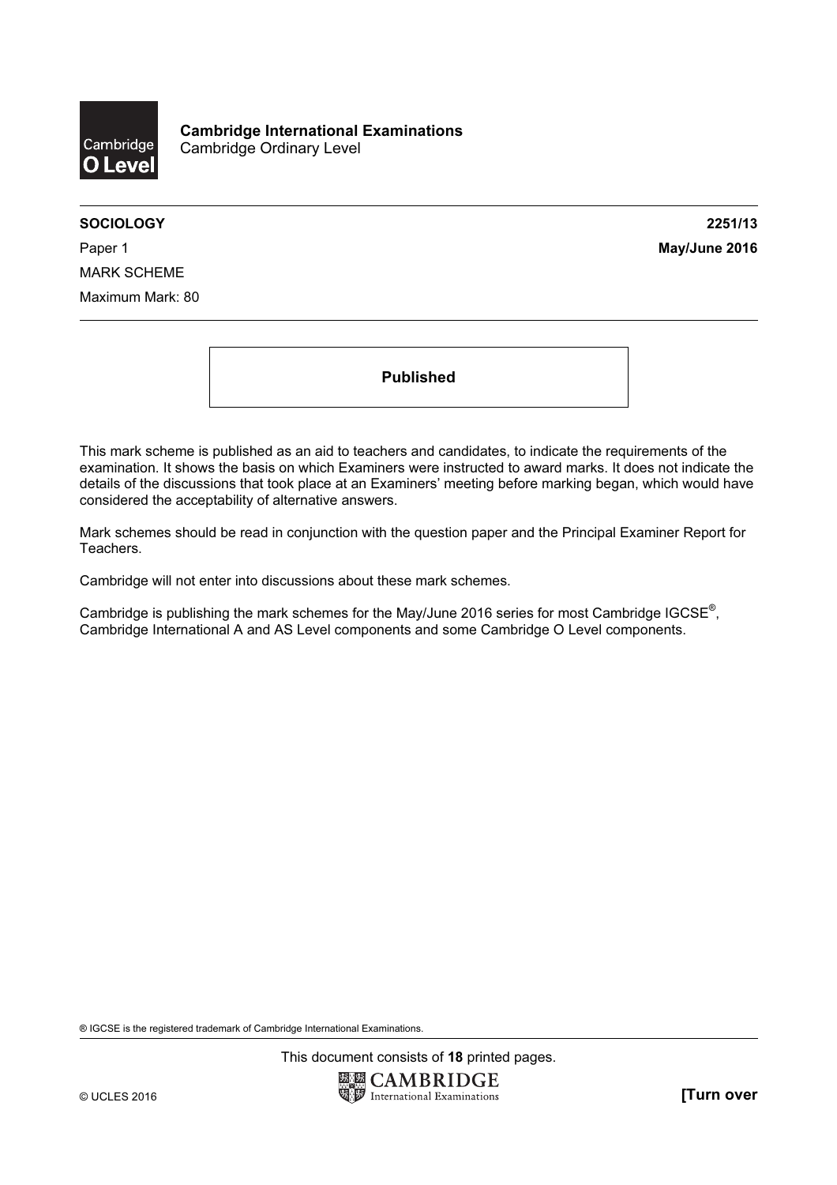**Cambridge International Examinations**
Cambridge Ordinary Level

**SOCIOLOGY** **2251/13**

Paper 1 **May/June 2016**

MARK SCHEME

Maximum Mark: 80

**Published**

This mark scheme is published as an aid to teachers and candidates, to indicate the requirements of the examination. It shows the basis on which Examiners were instructed to award marks. It does not indicate the details of the discussions that took place at an Examiners' meeting before marking began, which would have considered the acceptability of alternative answers.

Mark schemes should be read in conjunction with the question paper and the Principal Examiner Report for Teachers.

Cambridge will not enter into discussions about these mark schemes.

Cambridge is publishing the mark schemes for the May/June 2016 series for most Cambridge IGCSE®, Cambridge International A and AS Level components and some Cambridge O Level components.

® IGCSE is the registered trademark of Cambridge International Examinations.

This document consists of **18** printed pages.

© UCLES 2016 **[Turn over**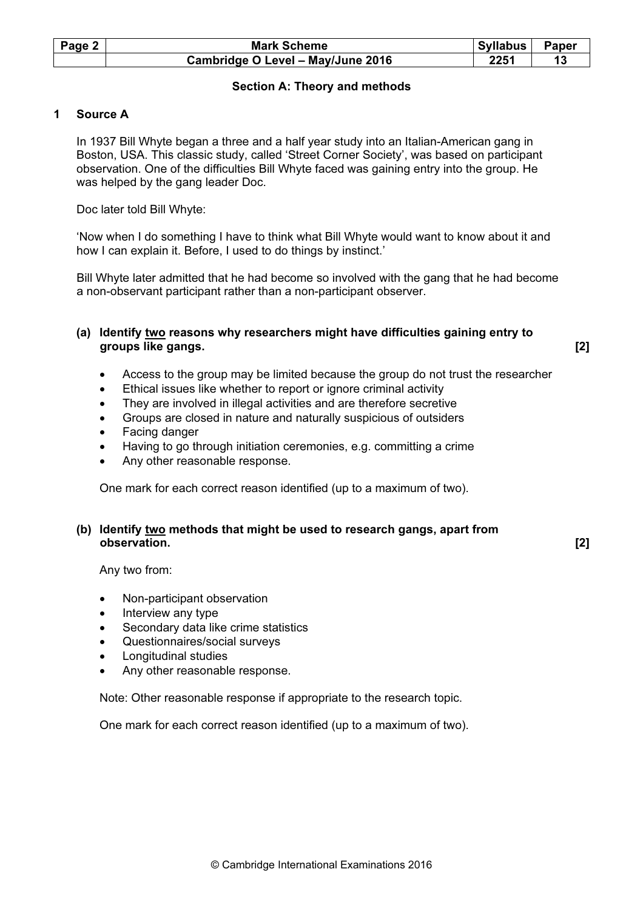## Section A: Theory and methods

**1 Source A**

In 1937 Bill Whyte began a three and a half year study into an Italian-American gang in Boston, USA. This classic study, called 'Street Corner Society', was based on participant observation. One of the difficulties Bill Whyte faced was gaining entry into the group. He was helped by the gang leader Doc.

Doc later told Bill Whyte:

'Now when I do something I have to think what Bill Whyte would want to know about it and how I can explain it. Before, I used to do things by instinct.'

Bill Whyte later admitted that he had become so involved with the gang that he had become a non-observant participant rather than a non-participant observer.

**(a) Identify two reasons why researchers might have difficulties gaining entry to groups like gangs. [2]**

- Access to the group may be limited because the group do not trust the researcher
- Ethical issues like whether to report or ignore criminal activity
- They are involved in illegal activities and are therefore secretive
- Groups are closed in nature and naturally suspicious of outsiders
- Facing danger
- Having to go through initiation ceremonies, e.g. committing a crime
- Any other reasonable response.

One mark for each correct reason identified (up to a maximum of two).

**(b) Identify two methods that might be used to research gangs, apart from observation. [2]**

Any two from:

- Non-participant observation
- Interview any type
- Secondary data like crime statistics
- Questionnaires/social surveys
- Longitudinal studies
- Any other reasonable response.

Note: Other reasonable response if appropriate to the research topic.

One mark for each correct reason identified (up to a maximum of two).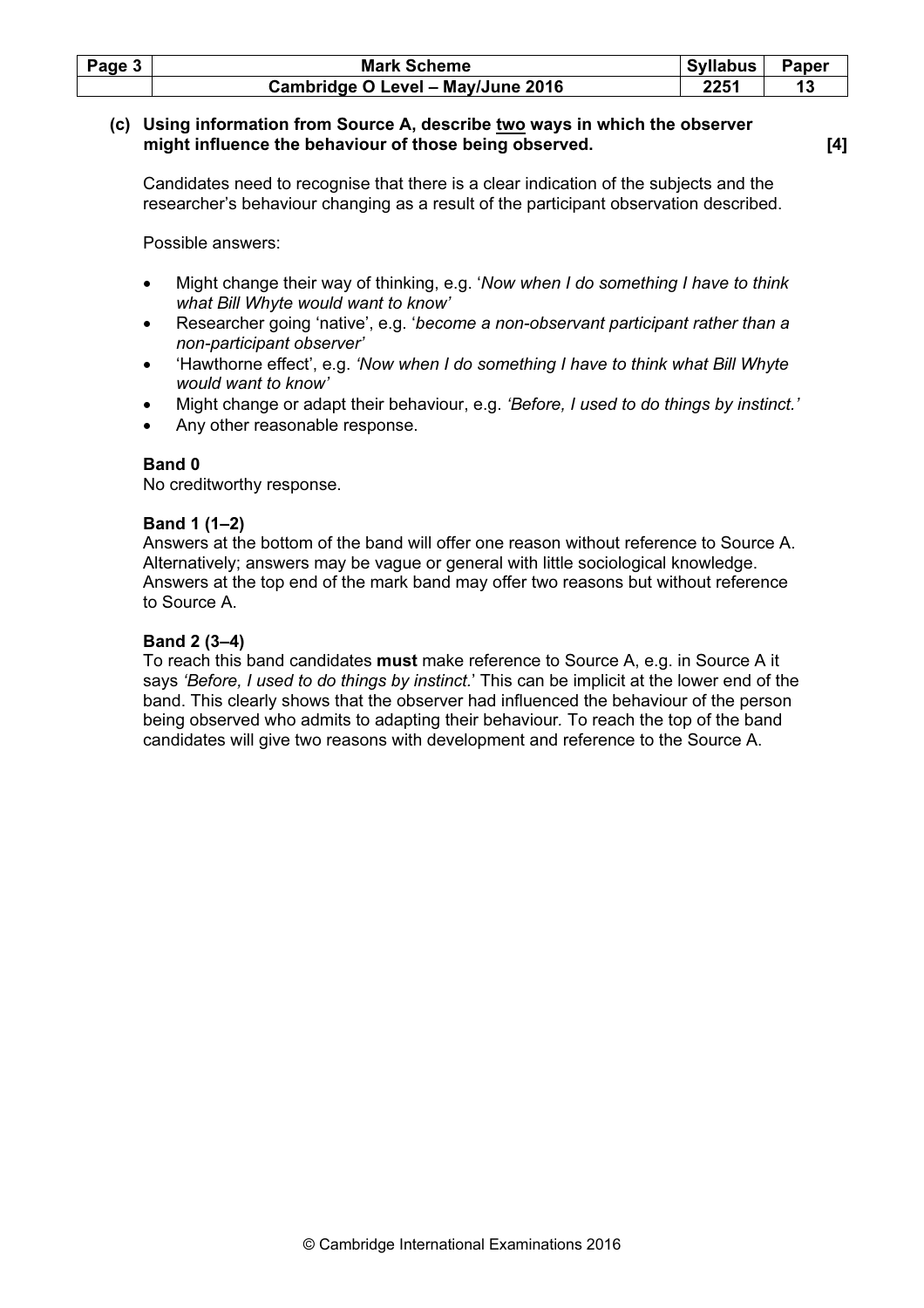**(c) Using information from Source A, describe two ways in which the observer might influence the behaviour of those being observed. [4]**

Candidates need to recognise that there is a clear indication of the subjects and the researcher's behaviour changing as a result of the participant observation described.

Possible answers:

- Might change their way of thinking, e.g. '*Now when I do something I have to think what Bill Whyte would want to know'*
- Researcher going 'native', e.g. '*become a non-observant participant rather than a non-participant observer'*
- 'Hawthorne effect', e.g. *'Now when I do something I have to think what Bill Whyte would want to know'*
- Might change or adapt their behaviour, e.g. *'Before, I used to do things by instinct.'*
- Any other reasonable response.

**Band 0**
No creditworthy response.

**Band 1 (1–2)**
Answers at the bottom of the band will offer one reason without reference to Source A. Alternatively; answers may be vague or general with little sociological knowledge. Answers at the top end of the mark band may offer two reasons but without reference to Source A.

**Band 2 (3–4)**
To reach this band candidates **must** make reference to Source A, e.g. in Source A it says *'Before, I used to do things by instinct.'* This can be implicit at the lower end of the band. This clearly shows that the observer had influenced the behaviour of the person being observed who admits to adapting their behaviour. To reach the top of the band candidates will give two reasons with development and reference to the Source A.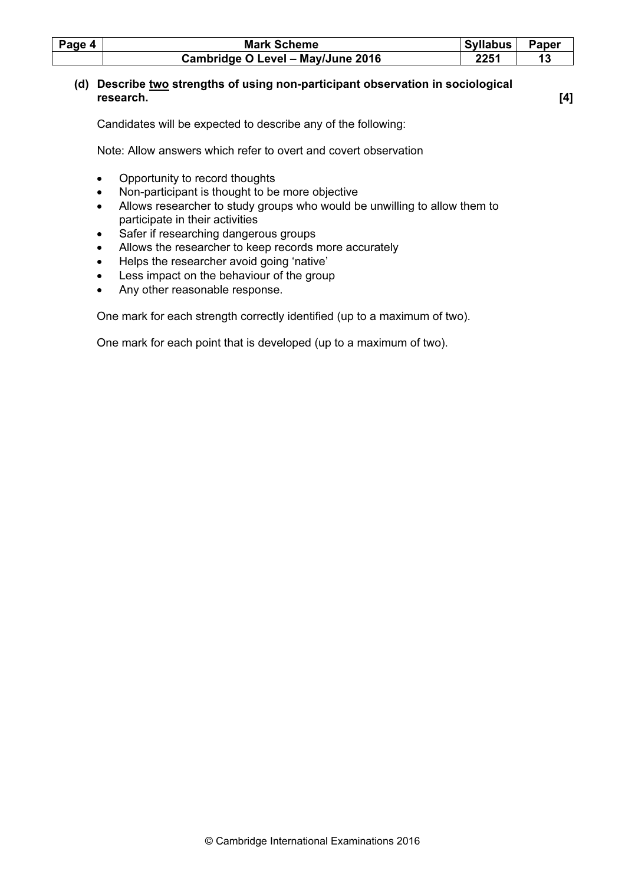**(d) Describe <u>two</u> strengths of using non-participant observation in sociological research. [4]**

Candidates will be expected to describe any of the following:

Note: Allow answers which refer to overt and covert observation

- Opportunity to record thoughts
- Non-participant is thought to be more objective
- Allows researcher to study groups who would be unwilling to allow them to participate in their activities
- Safer if researching dangerous groups
- Allows the researcher to keep records more accurately
- Helps the researcher avoid going 'native'
- Less impact on the behaviour of the group
- Any other reasonable response.

One mark for each strength correctly identified (up to a maximum of two).

One mark for each point that is developed (up to a maximum of two).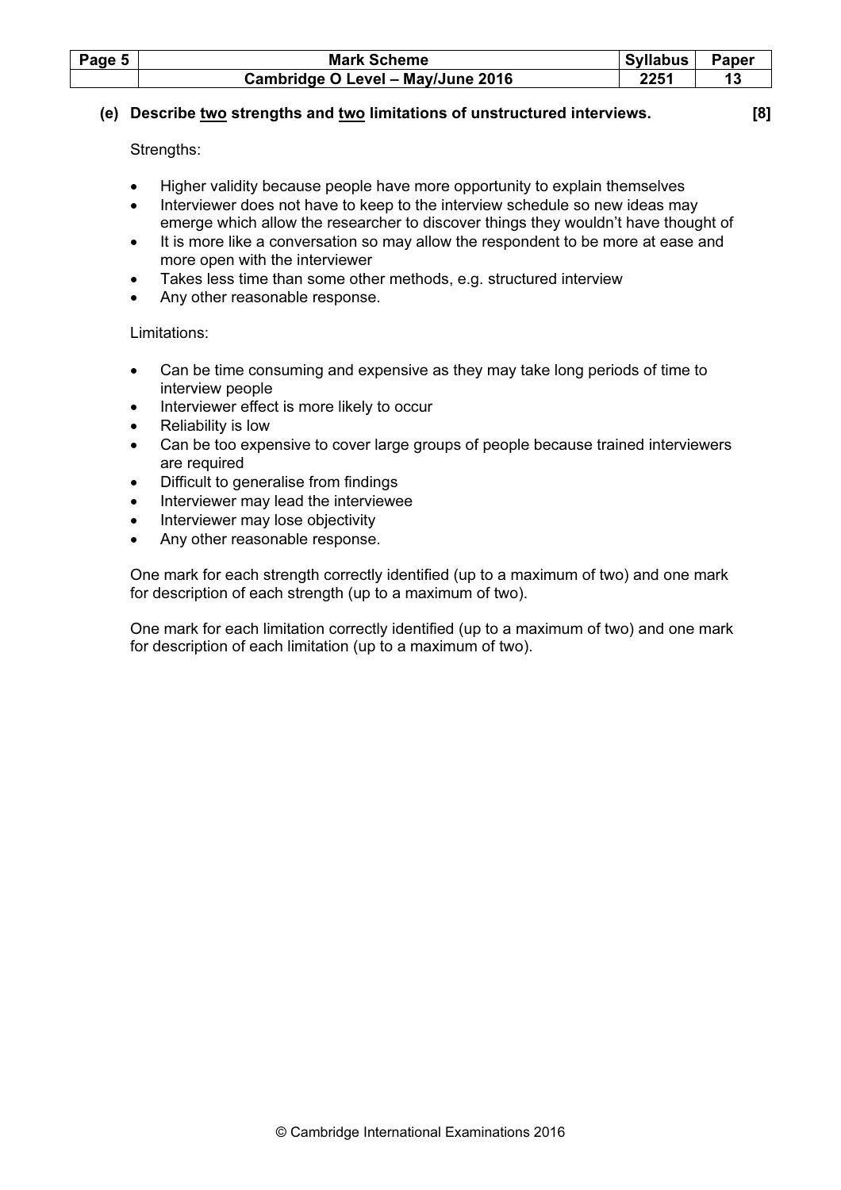**(e) Describe two strengths and two limitations of unstructured interviews. [8]**

Strengths:

- Higher validity because people have more opportunity to explain themselves
- Interviewer does not have to keep to the interview schedule so new ideas may emerge which allow the researcher to discover things they wouldn't have thought of
- It is more like a conversation so may allow the respondent to be more at ease and more open with the interviewer
- Takes less time than some other methods, e.g. structured interview
- Any other reasonable response.

Limitations:

- Can be time consuming and expensive as they may take long periods of time to interview people
- Interviewer effect is more likely to occur
- Reliability is low
- Can be too expensive to cover large groups of people because trained interviewers are required
- Difficult to generalise from findings
- Interviewer may lead the interviewee
- Interviewer may lose objectivity
- Any other reasonable response.

One mark for each strength correctly identified (up to a maximum of two) and one mark for description of each strength (up to a maximum of two).

One mark for each limitation correctly identified (up to a maximum of two) and one mark for description of each limitation (up to a maximum of two).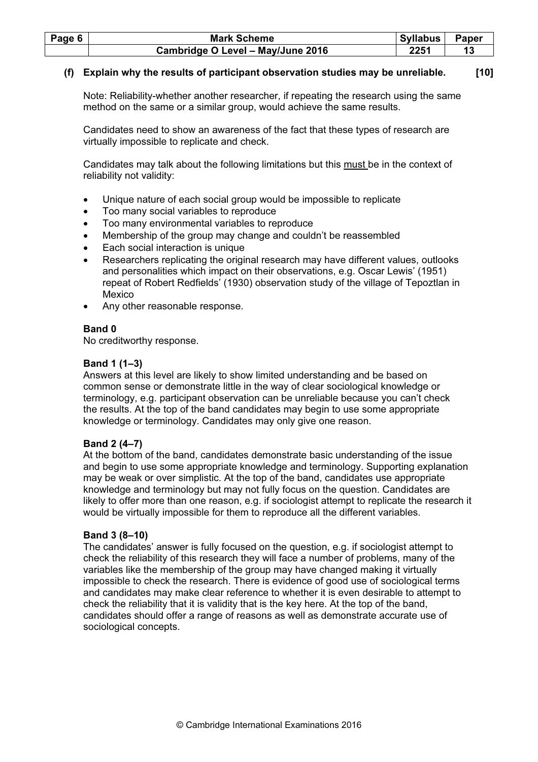**(f) Explain why the results of participant observation studies may be unreliable. [10]**

Note: Reliability-whether another researcher, if repeating the research using the same method on the same or a similar group, would achieve the same results.

Candidates need to show an awareness of the fact that these types of research are virtually impossible to replicate and check.

Candidates may talk about the following limitations but this must be in the context of reliability not validity:

- Unique nature of each social group would be impossible to replicate
- Too many social variables to reproduce
- Too many environmental variables to reproduce
- Membership of the group may change and couldn't be reassembled
- Each social interaction is unique
- Researchers replicating the original research may have different values, outlooks and personalities which impact on their observations, e.g. Oscar Lewis' (1951) repeat of Robert Redfields' (1930) observation study of the village of Tepoztlan in Mexico
- Any other reasonable response.

**Band 0**
No creditworthy response.

**Band 1 (1–3)**
Answers at this level are likely to show limited understanding and be based on common sense or demonstrate little in the way of clear sociological knowledge or terminology, e.g. participant observation can be unreliable because you can't check the results. At the top of the band candidates may begin to use some appropriate knowledge or terminology. Candidates may only give one reason.

**Band 2 (4–7)**
At the bottom of the band, candidates demonstrate basic understanding of the issue and begin to use some appropriate knowledge and terminology. Supporting explanation may be weak or over simplistic. At the top of the band, candidates use appropriate knowledge and terminology but may not fully focus on the question. Candidates are likely to offer more than one reason, e.g. if sociologist attempt to replicate the research it would be virtually impossible for them to reproduce all the different variables.

**Band 3 (8–10)**
The candidates' answer is fully focused on the question, e.g. if sociologist attempt to check the reliability of this research they will face a number of problems, many of the variables like the membership of the group may have changed making it virtually impossible to check the research. There is evidence of good use of sociological terms and candidates may make clear reference to whether it is even desirable to attempt to check the reliability that it is validity that is the key here. At the top of the band, candidates should offer a range of reasons as well as demonstrate accurate use of sociological concepts.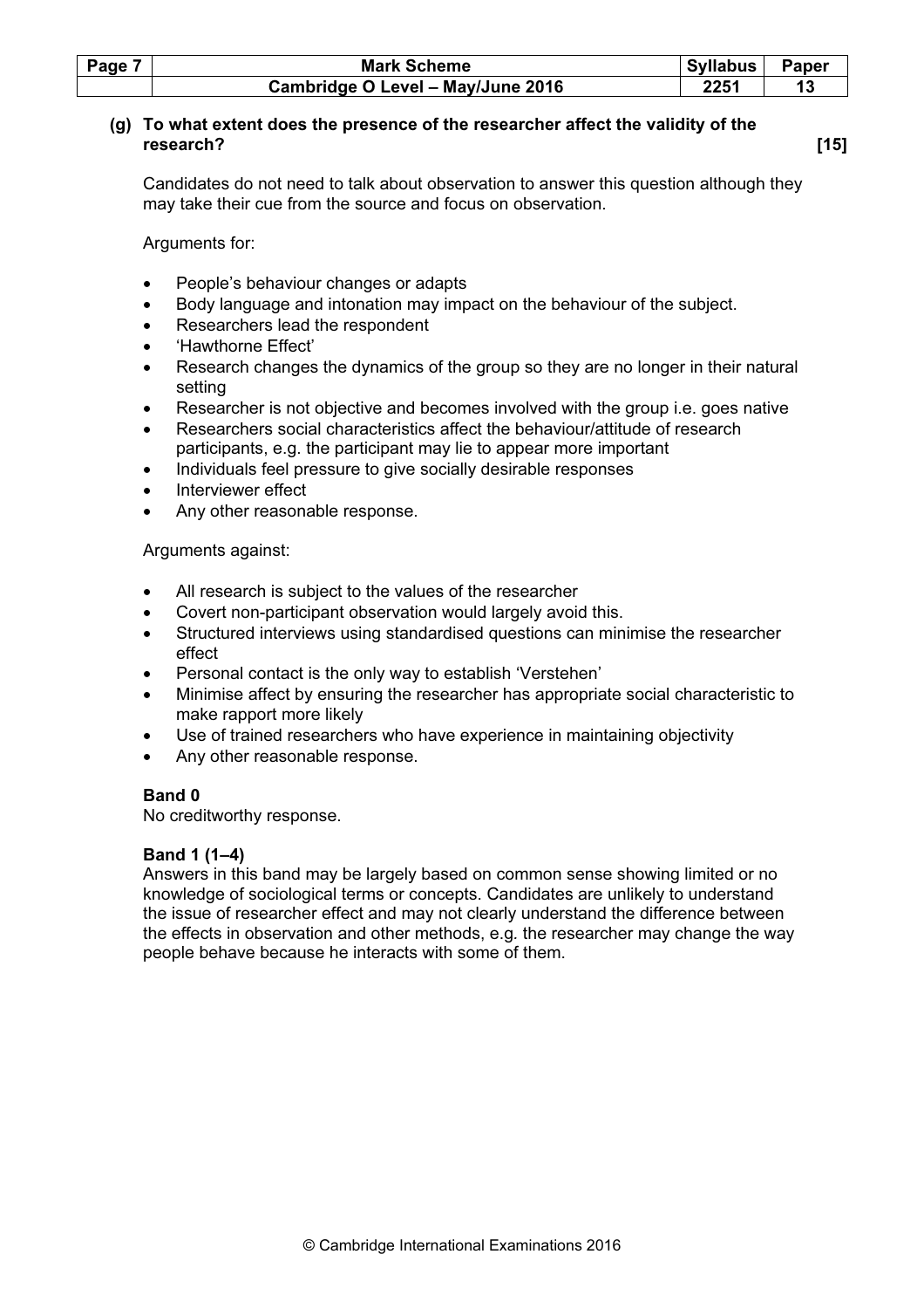**(g) To what extent does the presence of the researcher affect the validity of the research? [15]**

Candidates do not need to talk about observation to answer this question although they may take their cue from the source and focus on observation.

Arguments for:

- People's behaviour changes or adapts
- Body language and intonation may impact on the behaviour of the subject.
- Researchers lead the respondent
- 'Hawthorne Effect'
- Research changes the dynamics of the group so they are no longer in their natural setting
- Researcher is not objective and becomes involved with the group i.e. goes native
- Researchers social characteristics affect the behaviour/attitude of research participants, e.g. the participant may lie to appear more important
- Individuals feel pressure to give socially desirable responses
- Interviewer effect
- Any other reasonable response.

Arguments against:

- All research is subject to the values of the researcher
- Covert non-participant observation would largely avoid this.
- Structured interviews using standardised questions can minimise the researcher effect
- Personal contact is the only way to establish 'Verstehen'
- Minimise affect by ensuring the researcher has appropriate social characteristic to make rapport more likely
- Use of trained researchers who have experience in maintaining objectivity
- Any other reasonable response.

**Band 0**
No creditworthy response.

**Band 1 (1–4)**
Answers in this band may be largely based on common sense showing limited or no knowledge of sociological terms or concepts. Candidates are unlikely to understand the issue of researcher effect and may not clearly understand the difference between the effects in observation and other methods, e.g. the researcher may change the way people behave because he interacts with some of them.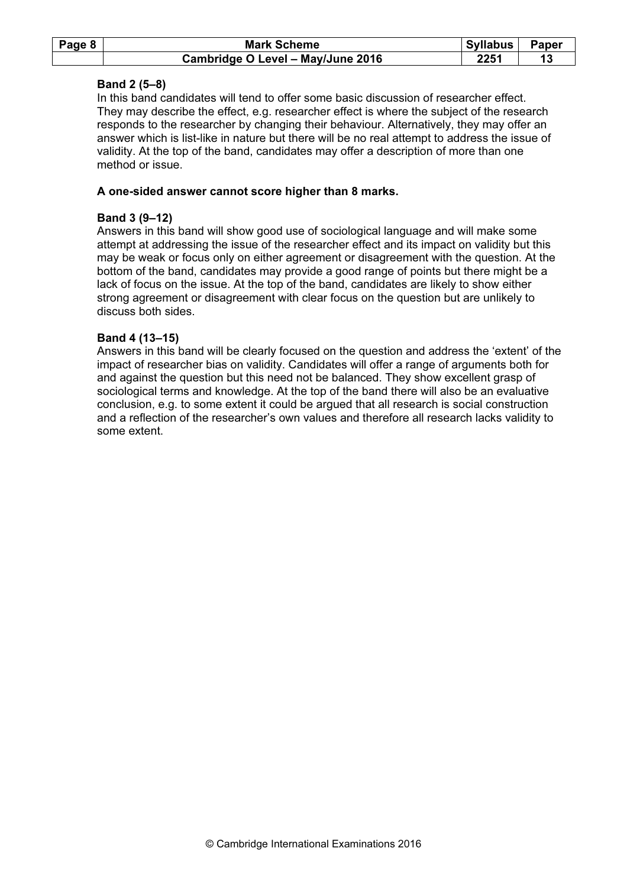**Band 2 (5–8)**
In this band candidates will tend to offer some basic discussion of researcher effect. They may describe the effect, e.g. researcher effect is where the subject of the research responds to the researcher by changing their behaviour. Alternatively, they may offer an answer which is list-like in nature but there will be no real attempt to address the issue of validity. At the top of the band, candidates may offer a description of more than one method or issue.

**A one-sided answer cannot score higher than 8 marks.**

**Band 3 (9–12)**
Answers in this band will show good use of sociological language and will make some attempt at addressing the issue of the researcher effect and its impact on validity but this may be weak or focus only on either agreement or disagreement with the question. At the bottom of the band, candidates may provide a good range of points but there might be a lack of focus on the issue. At the top of the band, candidates are likely to show either strong agreement or disagreement with clear focus on the question but are unlikely to discuss both sides.

**Band 4 (13–15)**
Answers in this band will be clearly focused on the question and address the 'extent' of the impact of researcher bias on validity. Candidates will offer a range of arguments both for and against the question but this need not be balanced. They show excellent grasp of sociological terms and knowledge. At the top of the band there will also be an evaluative conclusion, e.g. to some extent it could be argued that all research is social construction and a reflection of the researcher's own values and therefore all research lacks validity to some extent.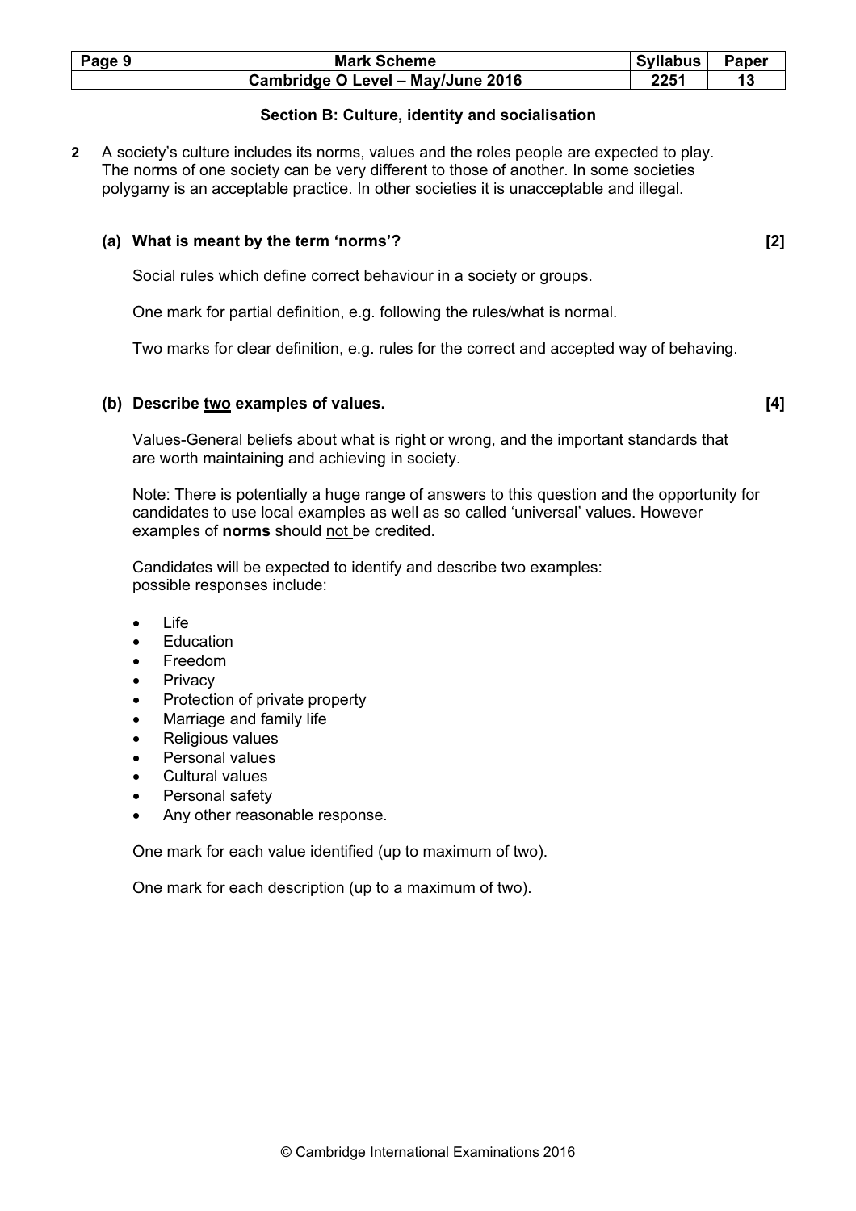### Section B: Culture, identity and socialisation

**2** A society's culture includes its norms, values and the roles people are expected to play. The norms of one society can be very different to those of another. In some societies polygamy is an acceptable practice. In other societies it is unacceptable and illegal.

**(a) What is meant by the term 'norms'?** **[2]**

Social rules which define correct behaviour in a society or groups.

One mark for partial definition, e.g. following the rules/what is normal.

Two marks for clear definition, e.g. rules for the correct and accepted way of behaving.

**(b) Describe two examples of values.** **[4]**

Values-General beliefs about what is right or wrong, and the important standards that are worth maintaining and achieving in society.

Note: There is potentially a huge range of answers to this question and the opportunity for candidates to use local examples as well as so called 'universal' values. However examples of **norms** should not be credited.

Candidates will be expected to identify and describe two examples:
possible responses include:

- Life
- Education
- Freedom
- Privacy
- Protection of private property
- Marriage and family life
- Religious values
- Personal values
- Cultural values
- Personal safety
- Any other reasonable response.

One mark for each value identified (up to maximum of two).

One mark for each description (up to a maximum of two).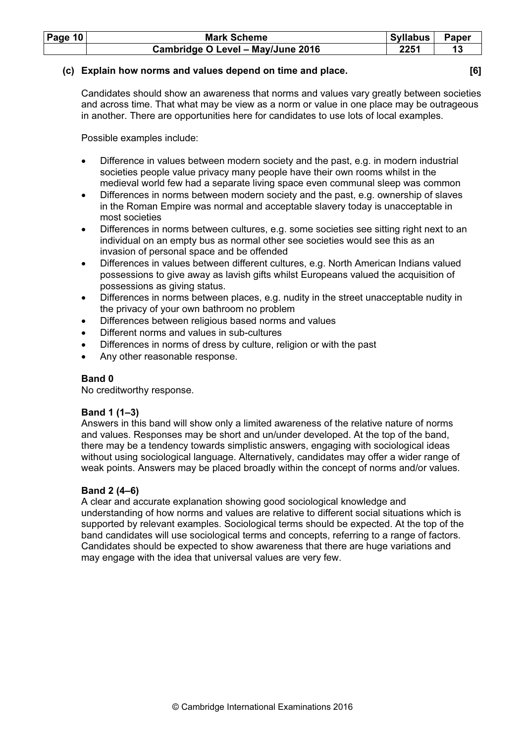**(c) Explain how norms and values depend on time and place. [6]**

Candidates should show an awareness that norms and values vary greatly between societies and across time. That what may be view as a norm or value in one place may be outrageous in another. There are opportunities here for candidates to use lots of local examples.

Possible examples include:

- Difference in values between modern society and the past, e.g. in modern industrial societies people value privacy many people have their own rooms whilst in the medieval world few had a separate living space even communal sleep was common
- Differences in norms between modern society and the past, e.g. ownership of slaves in the Roman Empire was normal and acceptable slavery today is unacceptable in most societies
- Differences in norms between cultures, e.g. some societies see sitting right next to an individual on an empty bus as normal other see societies would see this as an invasion of personal space and be offended
- Differences in values between different cultures, e.g. North American Indians valued possessions to give away as lavish gifts whilst Europeans valued the acquisition of possessions as giving status.
- Differences in norms between places, e.g. nudity in the street unacceptable nudity in the privacy of your own bathroom no problem
- Differences between religious based norms and values
- Different norms and values in sub-cultures
- Differences in norms of dress by culture, religion or with the past
- Any other reasonable response.

**Band 0**
No creditworthy response.

**Band 1 (1–3)**
Answers in this band will show only a limited awareness of the relative nature of norms and values. Responses may be short and un/under developed. At the top of the band, there may be a tendency towards simplistic answers, engaging with sociological ideas without using sociological language. Alternatively, candidates may offer a wider range of weak points. Answers may be placed broadly within the concept of norms and/or values.

**Band 2 (4–6)**
A clear and accurate explanation showing good sociological knowledge and understanding of how norms and values are relative to different social situations which is supported by relevant examples. Sociological terms should be expected. At the top of the band candidates will use sociological terms and concepts, referring to a range of factors. Candidates should be expected to show awareness that there are huge variations and may engage with the idea that universal values are very few.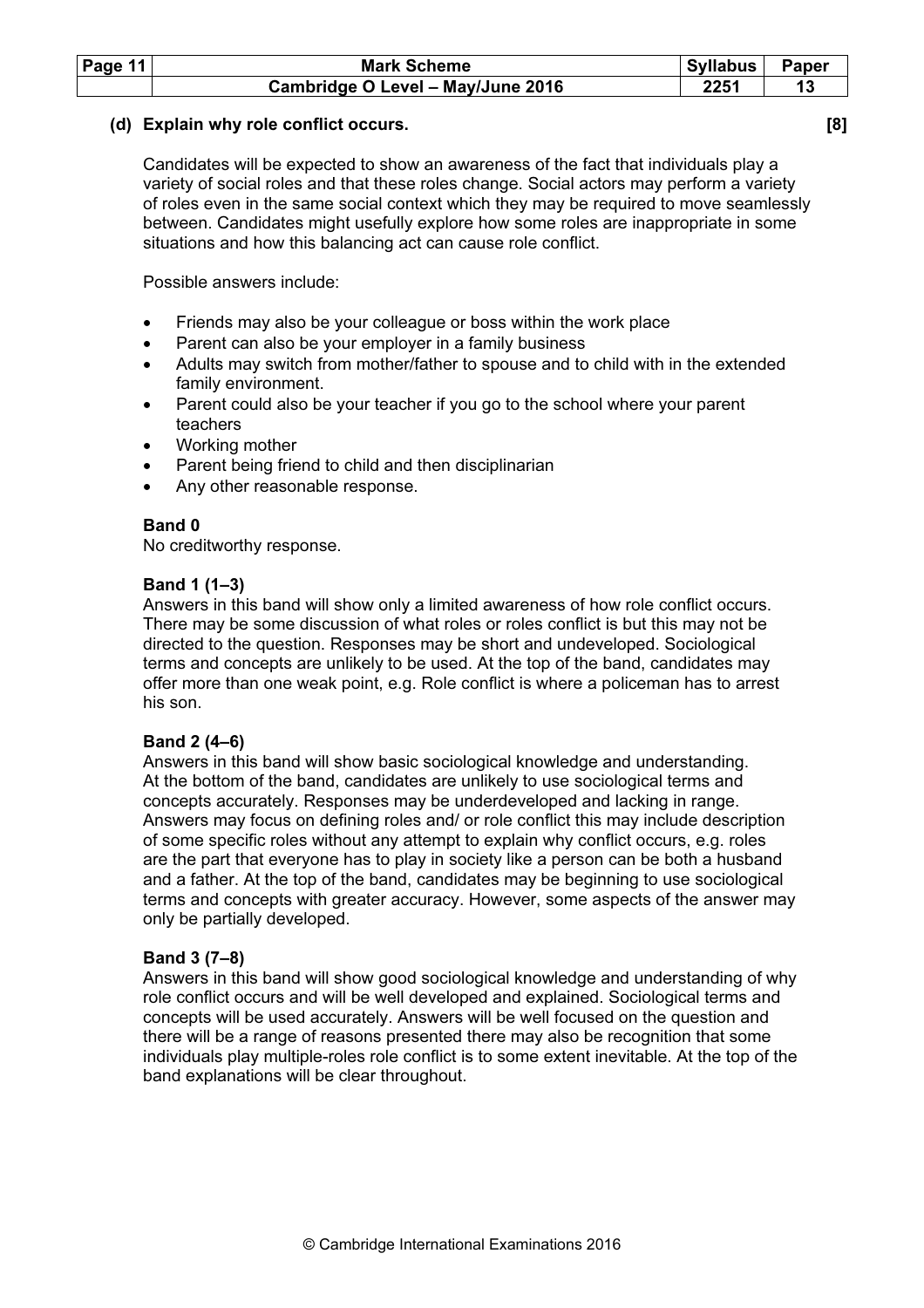**(d) Explain why role conflict occurs.** **[8]**

Candidates will be expected to show an awareness of the fact that individuals play a variety of social roles and that these roles change. Social actors may perform a variety of roles even in the same social context which they may be required to move seamlessly between. Candidates might usefully explore how some roles are inappropriate in some situations and how this balancing act can cause role conflict.

Possible answers include:

- Friends may also be your colleague or boss within the work place
- Parent can also be your employer in a family business
- Adults may switch from mother/father to spouse and to child with in the extended family environment.
- Parent could also be your teacher if you go to the school where your parent teachers
- Working mother
- Parent being friend to child and then disciplinarian
- Any other reasonable response.

**Band 0**
No creditworthy response.

**Band 1 (1–3)**
Answers in this band will show only a limited awareness of how role conflict occurs. There may be some discussion of what roles or roles conflict is but this may not be directed to the question. Responses may be short and undeveloped. Sociological terms and concepts are unlikely to be used. At the top of the band, candidates may offer more than one weak point, e.g. Role conflict is where a policeman has to arrest his son.

**Band 2 (4–6)**
Answers in this band will show basic sociological knowledge and understanding. At the bottom of the band, candidates are unlikely to use sociological terms and concepts accurately. Responses may be underdeveloped and lacking in range. Answers may focus on defining roles and/ or role conflict this may include description of some specific roles without any attempt to explain why conflict occurs, e.g. roles are the part that everyone has to play in society like a person can be both a husband and a father. At the top of the band, candidates may be beginning to use sociological terms and concepts with greater accuracy. However, some aspects of the answer may only be partially developed.

**Band 3 (7–8)**
Answers in this band will show good sociological knowledge and understanding of why role conflict occurs and will be well developed and explained. Sociological terms and concepts will be used accurately. Answers will be well focused on the question and there will be a range of reasons presented there may also be recognition that some individuals play multiple-roles role conflict is to some extent inevitable. At the top of the band explanations will be clear throughout.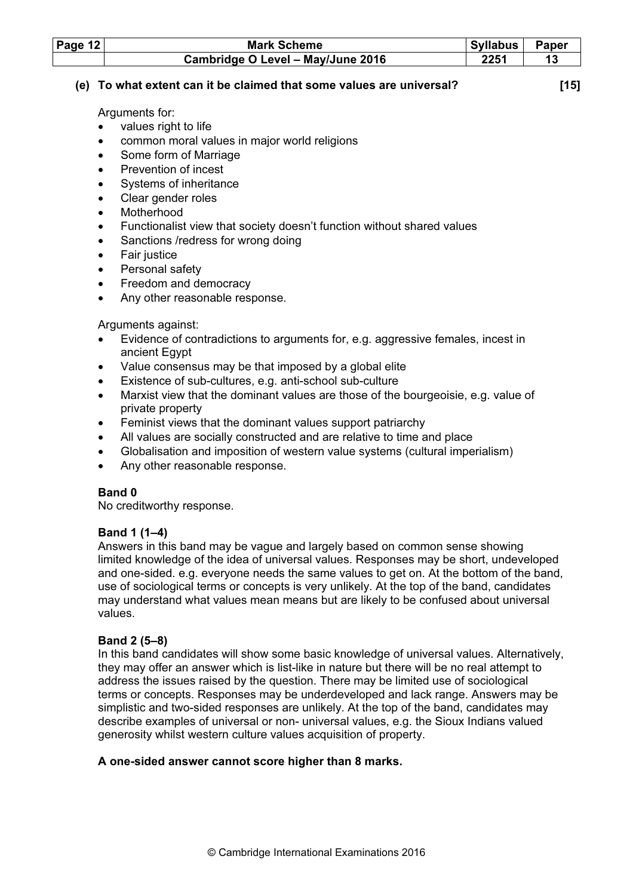**(e) To what extent can it be claimed that some values are universal? [15]**

Arguments for:

- values right to life
- common moral values in major world religions
- Some form of Marriage
- Prevention of incest
- Systems of inheritance
- Clear gender roles
- Motherhood
- Functionalist view that society doesn't function without shared values
- Sanctions /redress for wrong doing
- Fair justice
- Personal safety
- Freedom and democracy
- Any other reasonable response.

Arguments against:

- Evidence of contradictions to arguments for, e.g. aggressive females, incest in ancient Egypt
- Value consensus may be that imposed by a global elite
- Existence of sub-cultures, e.g. anti-school sub-culture
- Marxist view that the dominant values are those of the bourgeoisie, e.g. value of private property
- Feminist views that the dominant values support patriarchy
- All values are socially constructed and are relative to time and place
- Globalisation and imposition of western value systems (cultural imperialism)
- Any other reasonable response.

**Band 0**

No creditworthy response.

**Band 1 (1–4)**

Answers in this band may be vague and largely based on common sense showing limited knowledge of the idea of universal values. Responses may be short, undeveloped and one-sided. e.g. everyone needs the same values to get on. At the bottom of the band, use of sociological terms or concepts is very unlikely. At the top of the band, candidates may understand what values mean means but are likely to be confused about universal values.

**Band 2 (5–8)**

In this band candidates will show some basic knowledge of universal values. Alternatively, they may offer an answer which is list-like in nature but there will be no real attempt to address the issues raised by the question. There may be limited use of sociological terms or concepts. Responses may be underdeveloped and lack range. Answers may be simplistic and two-sided responses are unlikely. At the top of the band, candidates may describe examples of universal or non- universal values, e.g. the Sioux Indians valued generosity whilst western culture values acquisition of property.

**A one-sided answer cannot score higher than 8 marks.**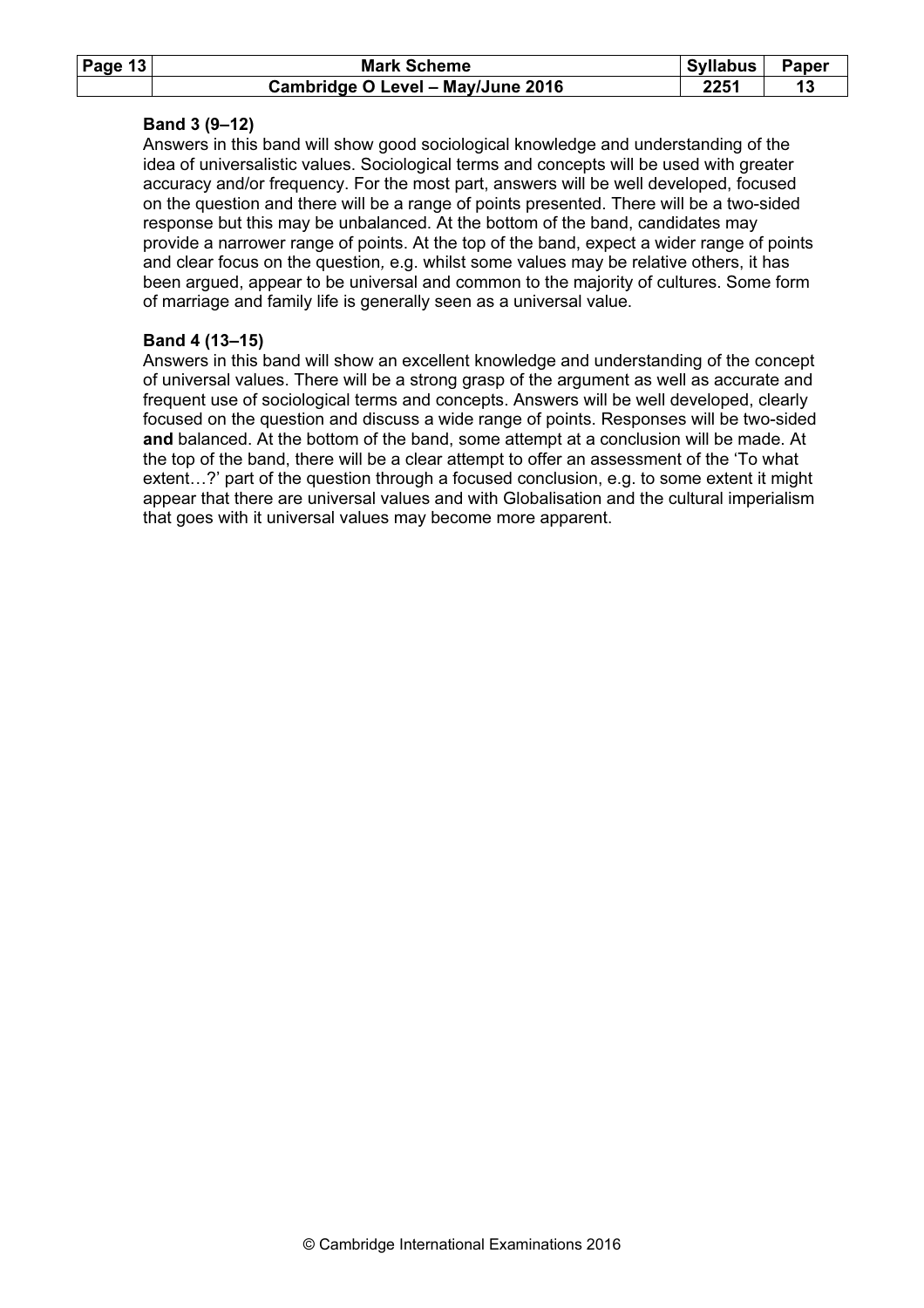**Band 3 (9–12)**
Answers in this band will show good sociological knowledge and understanding of the idea of universalistic values. Sociological terms and concepts will be used with greater accuracy and/or frequency. For the most part, answers will be well developed, focused on the question and there will be a range of points presented. There will be a two-sided response but this may be unbalanced. At the bottom of the band, candidates may provide a narrower range of points. At the top of the band, expect a wider range of points and clear focus on the question, e.g. whilst some values may be relative others, it has been argued, appear to be universal and common to the majority of cultures. Some form of marriage and family life is generally seen as a universal value.

**Band 4 (13–15)**
Answers in this band will show an excellent knowledge and understanding of the concept of universal values. There will be a strong grasp of the argument as well as accurate and frequent use of sociological terms and concepts. Answers will be well developed, clearly focused on the question and discuss a wide range of points. Responses will be two-sided **and** balanced. At the bottom of the band, some attempt at a conclusion will be made. At the top of the band, there will be a clear attempt to offer an assessment of the 'To what extent…?' part of the question through a focused conclusion, e.g. to some extent it might appear that there are universal values and with Globalisation and the cultural imperialism that goes with it universal values may become more apparent.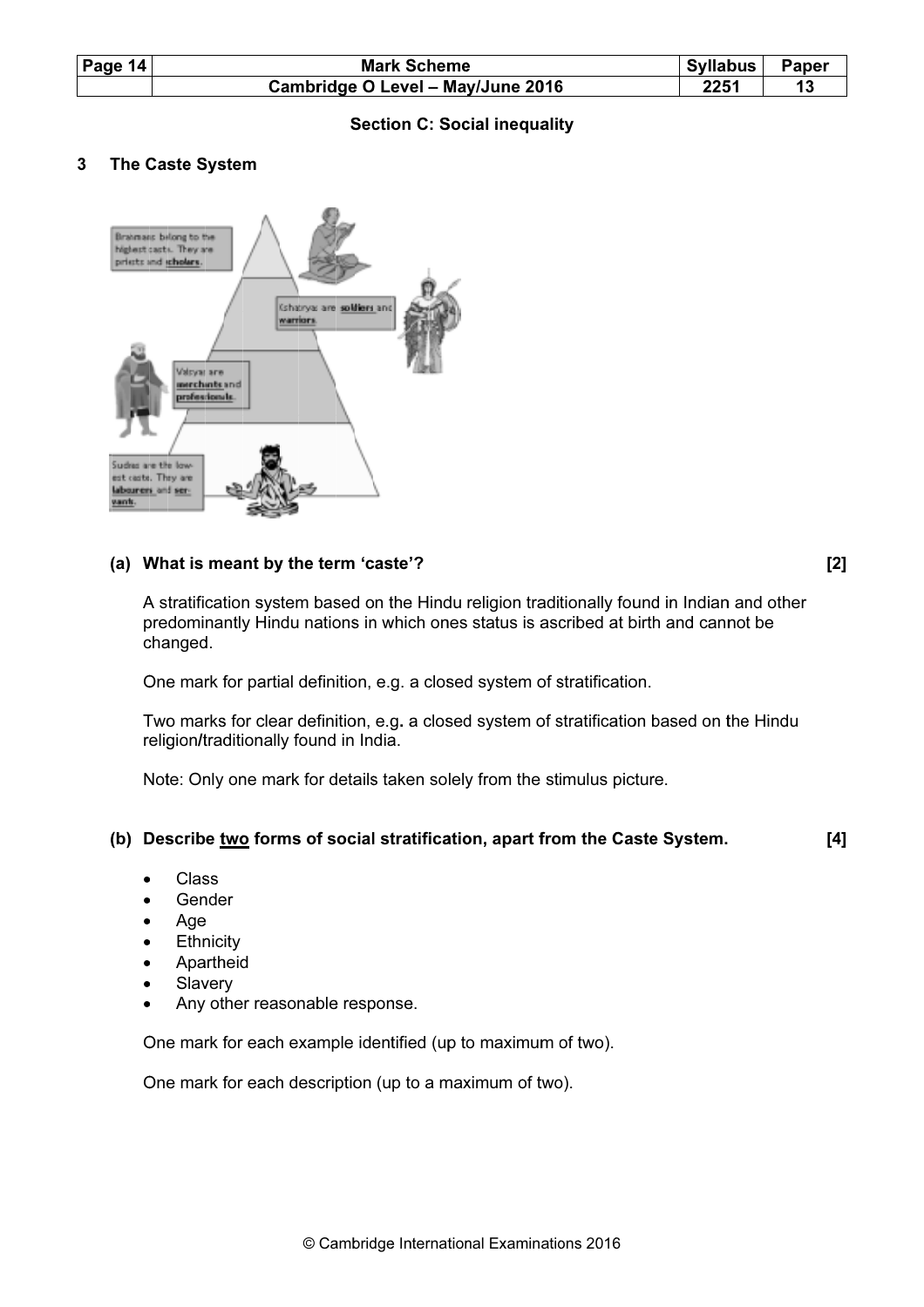## Section C: Social inequality

### 3 The Caste System

**(a) What is meant by the term 'caste'?** **[2]**

A stratification system based on the Hindu religion traditionally found in Indian and other predominantly Hindu nations in which ones status is ascribed at birth and cannot be changed.

One mark for partial definition, e.g. a closed system of stratification.

Two marks for clear definition, e.g. a closed system of stratification based on the Hindu religion/traditionally found in India.

Note: Only one mark for details taken solely from the stimulus picture.

**(b) Describe two forms of social stratification, apart from the Caste System.** **[4]**

- Class
- Gender
- Age
- Ethnicity
- Apartheid
- Slavery
- Any other reasonable response.

One mark for each example identified (up to maximum of two).

One mark for each description (up to a maximum of two).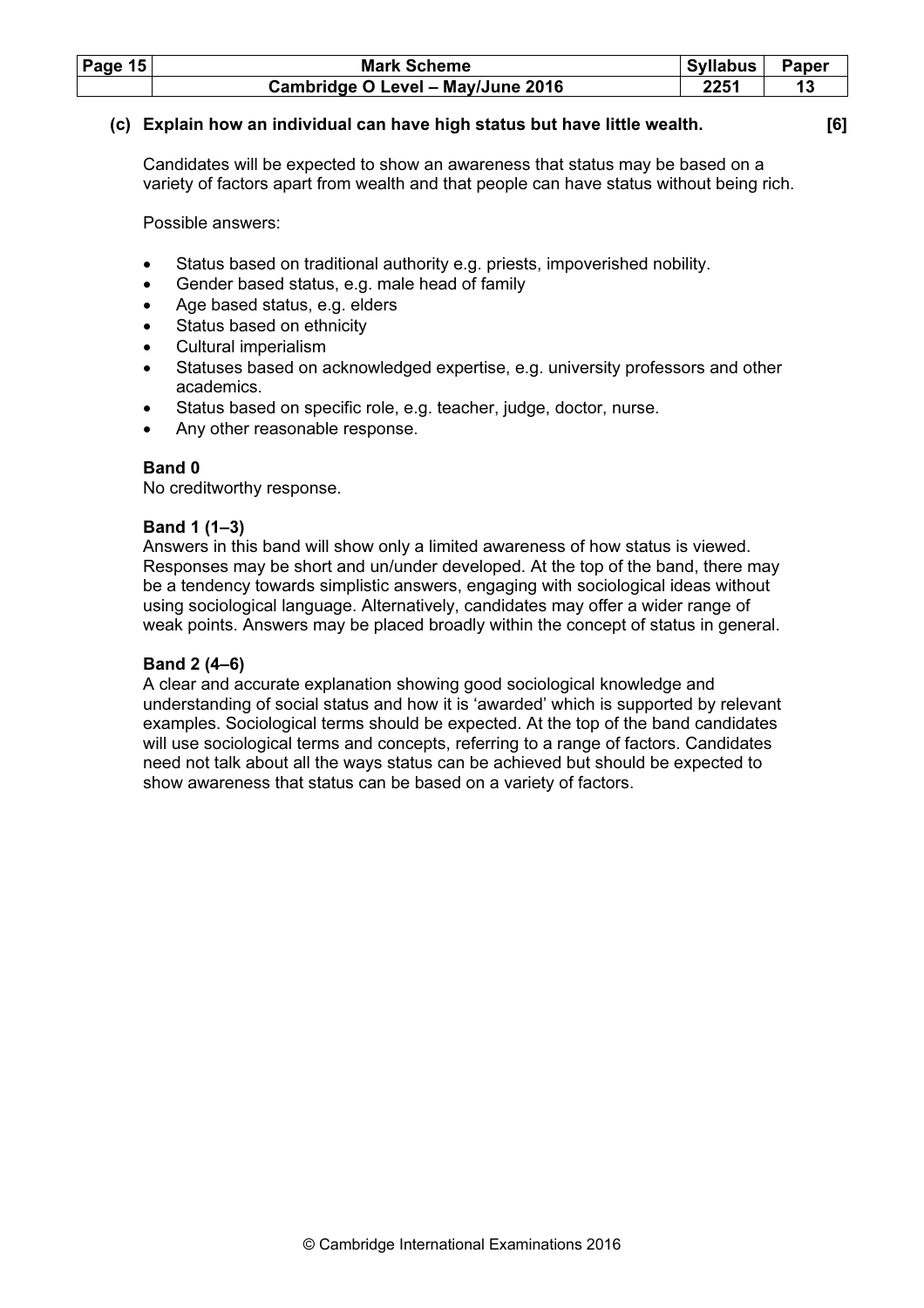**(c) Explain how an individual can have high status but have little wealth. [6]**

Candidates will be expected to show an awareness that status may be based on a variety of factors apart from wealth and that people can have status without being rich.

Possible answers:

- Status based on traditional authority e.g. priests, impoverished nobility.
- Gender based status, e.g. male head of family
- Age based status, e.g. elders
- Status based on ethnicity
- Cultural imperialism
- Statuses based on acknowledged expertise, e.g. university professors and other academics.
- Status based on specific role, e.g. teacher, judge, doctor, nurse.
- Any other reasonable response.

**Band 0**
No creditworthy response.

**Band 1 (1–3)**
Answers in this band will show only a limited awareness of how status is viewed. Responses may be short and un/under developed. At the top of the band, there may be a tendency towards simplistic answers, engaging with sociological ideas without using sociological language. Alternatively, candidates may offer a wider range of weak points. Answers may be placed broadly within the concept of status in general.

**Band 2 (4–6)**
A clear and accurate explanation showing good sociological knowledge and understanding of social status and how it is 'awarded' which is supported by relevant examples. Sociological terms should be expected. At the top of the band candidates will use sociological terms and concepts, referring to a range of factors. Candidates need not talk about all the ways status can be achieved but should be expected to show awareness that status can be based on a variety of factors.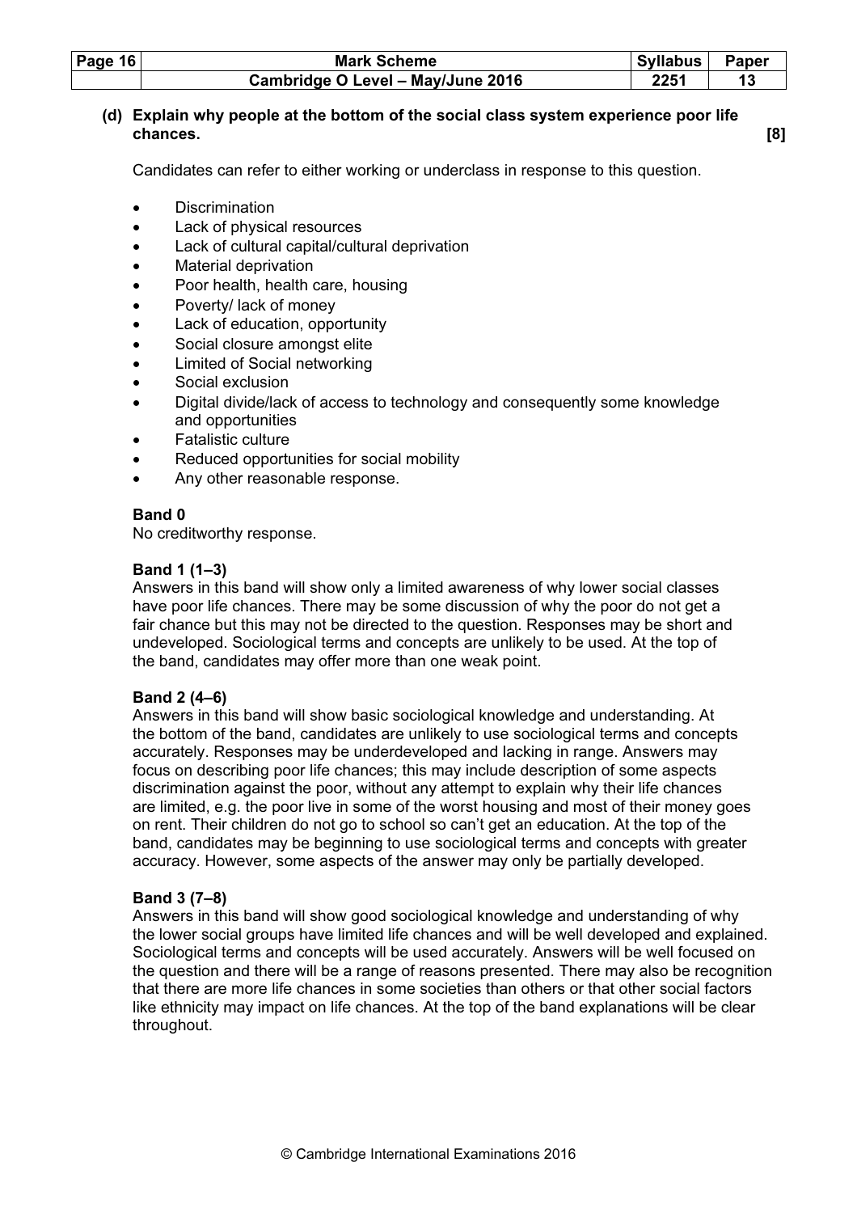**(d) Explain why people at the bottom of the social class system experience poor life chances. [8]**

Candidates can refer to either working or underclass in response to this question.

- Discrimination
- Lack of physical resources
- Lack of cultural capital/cultural deprivation
- Material deprivation
- Poor health, health care, housing
- Poverty/ lack of money
- Lack of education, opportunity
- Social closure amongst elite
- Limited of Social networking
- Social exclusion
- Digital divide/lack of access to technology and consequently some knowledge and opportunities
- Fatalistic culture
- Reduced opportunities for social mobility
- Any other reasonable response.

**Band 0**
No creditworthy response.

**Band 1 (1–3)**
Answers in this band will show only a limited awareness of why lower social classes have poor life chances. There may be some discussion of why the poor do not get a fair chance but this may not be directed to the question. Responses may be short and undeveloped. Sociological terms and concepts are unlikely to be used. At the top of the band, candidates may offer more than one weak point.

**Band 2 (4–6)**
Answers in this band will show basic sociological knowledge and understanding. At the bottom of the band, candidates are unlikely to use sociological terms and concepts accurately. Responses may be underdeveloped and lacking in range. Answers may focus on describing poor life chances; this may include description of some aspects discrimination against the poor, without any attempt to explain why their life chances are limited, e.g. the poor live in some of the worst housing and most of their money goes on rent. Their children do not go to school so can't get an education. At the top of the band, candidates may be beginning to use sociological terms and concepts with greater accuracy. However, some aspects of the answer may only be partially developed.

**Band 3 (7–8)**
Answers in this band will show good sociological knowledge and understanding of why the lower social groups have limited life chances and will be well developed and explained. Sociological terms and concepts will be used accurately. Answers will be well focused on the question and there will be a range of reasons presented. There may also be recognition that there are more life chances in some societies than others or that other social factors like ethnicity may impact on life chances. At the top of the band explanations will be clear throughout.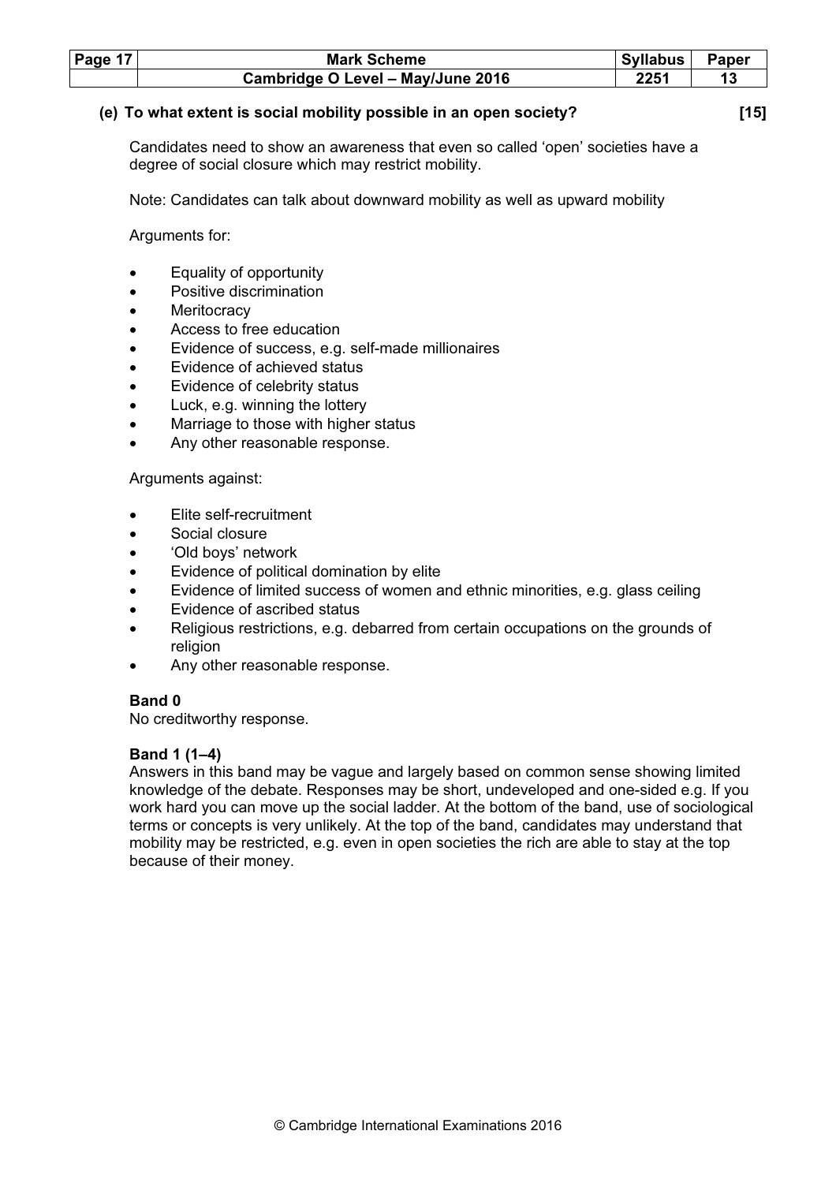**(e) To what extent is social mobility possible in an open society? [15]**

Candidates need to show an awareness that even so called 'open' societies have a degree of social closure which may restrict mobility.

Note: Candidates can talk about downward mobility as well as upward mobility

Arguments for:

- Equality of opportunity
- Positive discrimination
- Meritocracy
- Access to free education
- Evidence of success, e.g. self-made millionaires
- Evidence of achieved status
- Evidence of celebrity status
- Luck, e.g. winning the lottery
- Marriage to those with higher status
- Any other reasonable response.

Arguments against:

- Elite self-recruitment
- Social closure
- 'Old boys' network
- Evidence of political domination by elite
- Evidence of limited success of women and ethnic minorities, e.g. glass ceiling
- Evidence of ascribed status
- Religious restrictions, e.g. debarred from certain occupations on the grounds of religion
- Any other reasonable response.

**Band 0**
No creditworthy response.

**Band 1 (1–4)**
Answers in this band may be vague and largely based on common sense showing limited knowledge of the debate. Responses may be short, undeveloped and one-sided e.g. If you work hard you can move up the social ladder. At the bottom of the band, use of sociological terms or concepts is very unlikely. At the top of the band, candidates may understand that mobility may be restricted, e.g. even in open societies the rich are able to stay at the top because of their money.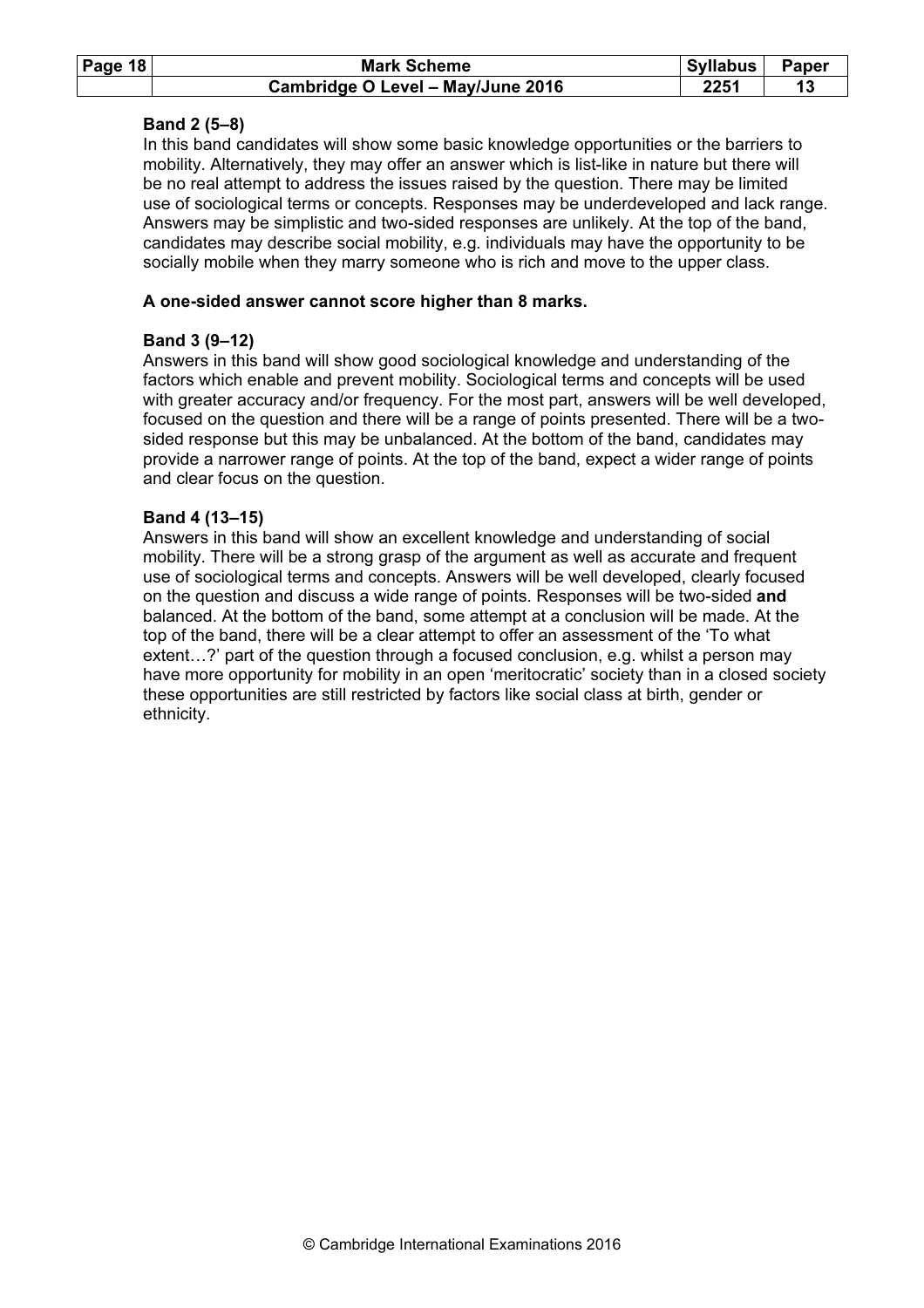**Band 2 (5–8)**

In this band candidates will show some basic knowledge opportunities or the barriers to mobility. Alternatively, they may offer an answer which is list-like in nature but there will be no real attempt to address the issues raised by the question. There may be limited use of sociological terms or concepts. Responses may be underdeveloped and lack range. Answers may be simplistic and two-sided responses are unlikely. At the top of the band, candidates may describe social mobility, e.g. individuals may have the opportunity to be socially mobile when they marry someone who is rich and move to the upper class.

**A one-sided answer cannot score higher than 8 marks.**

**Band 3 (9–12)**

Answers in this band will show good sociological knowledge and understanding of the factors which enable and prevent mobility. Sociological terms and concepts will be used with greater accuracy and/or frequency. For the most part, answers will be well developed, focused on the question and there will be a range of points presented. There will be a two-sided response but this may be unbalanced. At the bottom of the band, candidates may provide a narrower range of points. At the top of the band, expect a wider range of points and clear focus on the question.

**Band 4 (13–15)**

Answers in this band will show an excellent knowledge and understanding of social mobility. There will be a strong grasp of the argument as well as accurate and frequent use of sociological terms and concepts. Answers will be well developed, clearly focused on the question and discuss a wide range of points. Responses will be two-sided **and** balanced. At the bottom of the band, some attempt at a conclusion will be made. At the top of the band, there will be a clear attempt to offer an assessment of the 'To what extent…?' part of the question through a focused conclusion, e.g. whilst a person may have more opportunity for mobility in an open 'meritocratic' society than in a closed society these opportunities are still restricted by factors like social class at birth, gender or ethnicity.